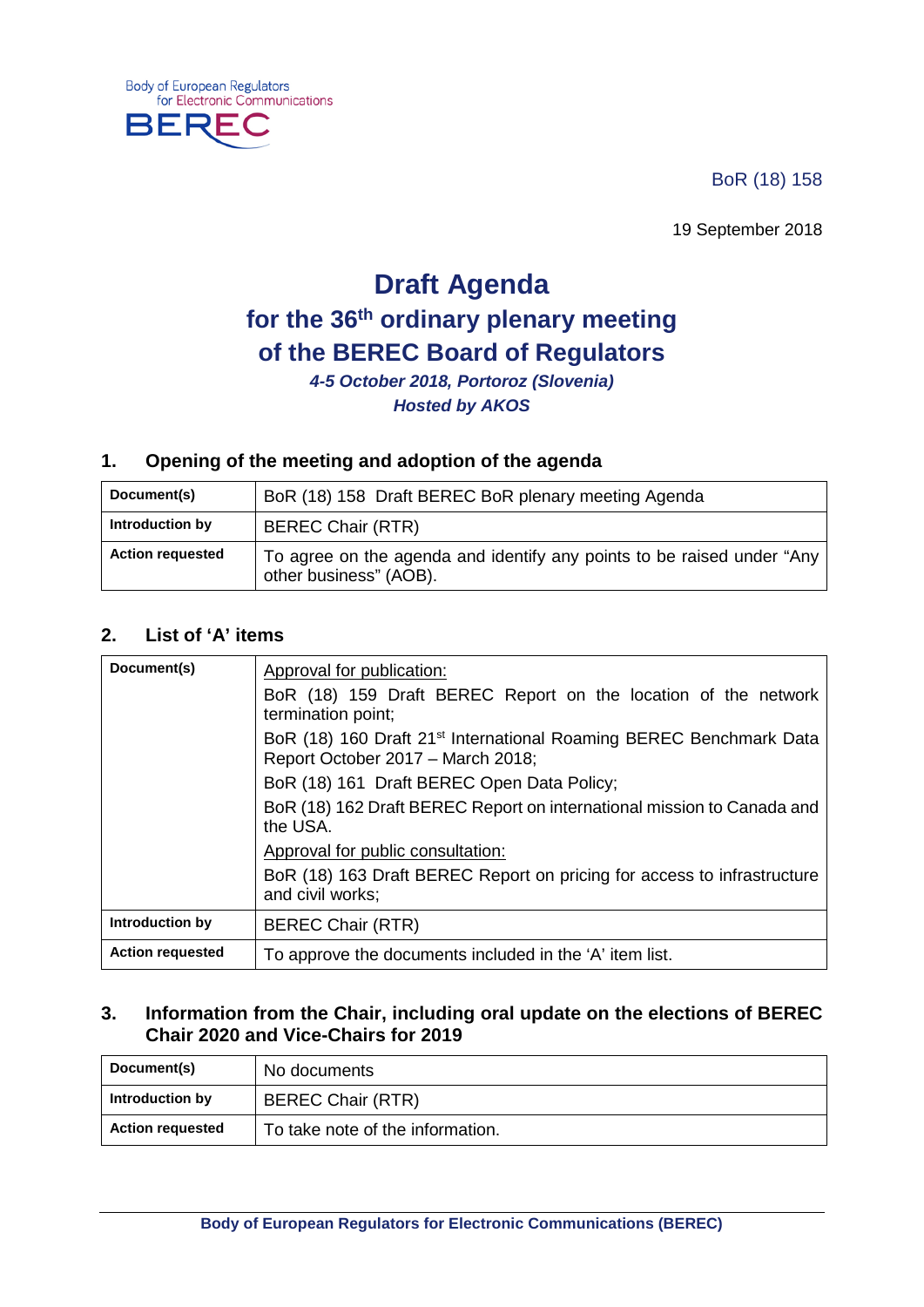Body of European Regulators for Electronic Communications

BEREC

BoR (18) 158

19 September 2018

# Draft Agenda
## for the 36th ordinary plenary meeting of the BEREC Board of Regulators

***4-5 October 2018, Portoroz (Slovenia)***

***Hosted by AKOS***

### 1. Opening of the meeting and adoption of the agenda

| | |
|---|---|
| **Document(s)** | BoR (18) 158 Draft BEREC BoR plenary meeting Agenda |
| **Introduction by** | BEREC Chair (RTR) |
| **Action requested** | To agree on the agenda and identify any points to be raised under "Any other business" (AOB). |

### 2. List of 'A' items

| | |
|---|---|
| **Document(s)** | Approval for publication:<br>BoR (18) 159 Draft BEREC Report on the location of the network termination point;<br>BoR (18) 160 Draft 21st International Roaming BEREC Benchmark Data Report October 2017 – March 2018;<br>BoR (18) 161 Draft BEREC Open Data Policy;<br>BoR (18) 162 Draft BEREC Report on international mission to Canada and the USA.<br>Approval for public consultation:<br>BoR (18) 163 Draft BEREC Report on pricing for access to infrastructure and civil works; |
| **Introduction by** | BEREC Chair (RTR) |
| **Action requested** | To approve the documents included in the 'A' item list. |

### 3. Information from the Chair, including oral update on the elections of BEREC Chair 2020 and Vice-Chairs for 2019

| | |
|---|---|
| **Document(s)** | No documents |
| **Introduction by** | BEREC Chair (RTR) |
| **Action requested** | To take note of the information. |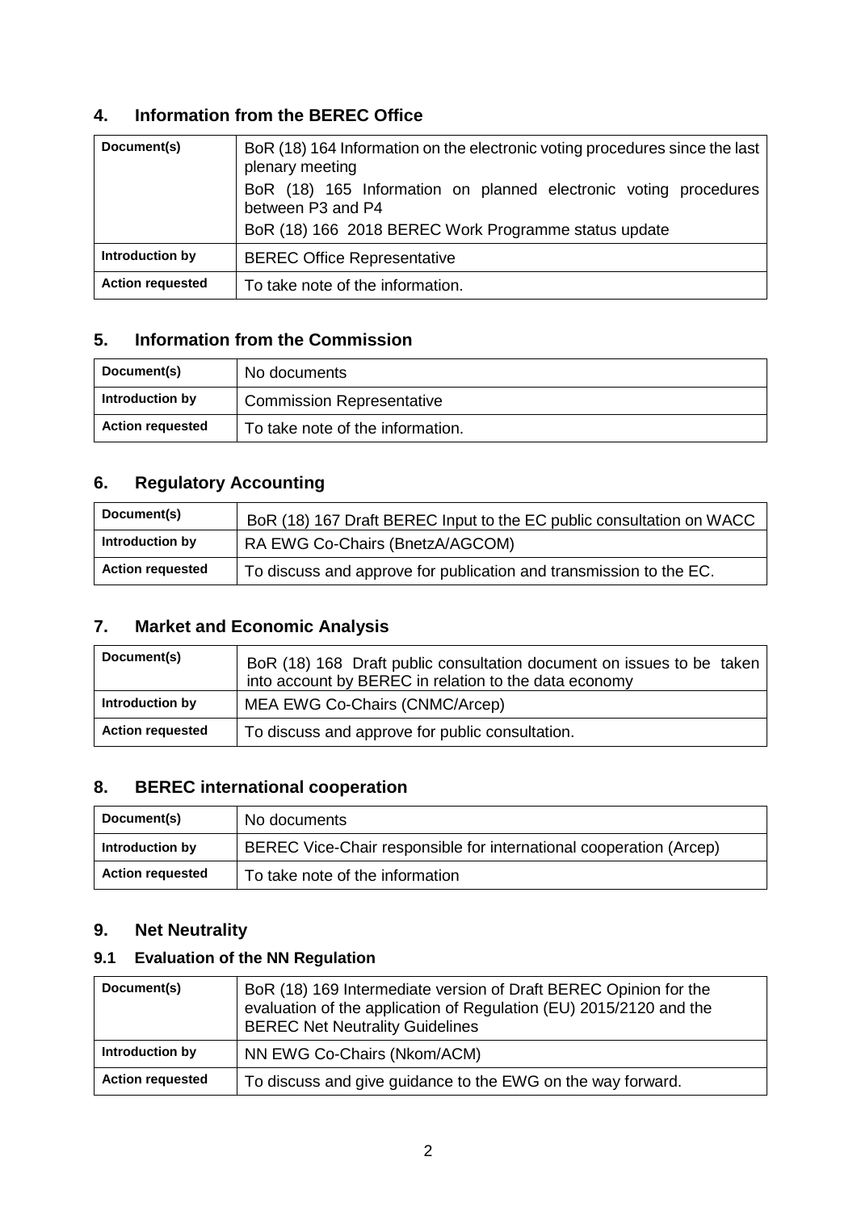## 4. Information from the BEREC Office

| Document(s) | BoR (18) 164 Information on the electronic voting procedures since the last plenary meeting<br>BoR (18) 165 Information on planned electronic voting procedures between P3 and P4<br>BoR (18) 166 2018 BEREC Work Programme status update |
|---|---|
| Introduction by | BEREC Office Representative |
| Action requested | To take note of the information. |

## 5. Information from the Commission

| Document(s) | No documents |
|---|---|
| Introduction by | Commission Representative |
| Action requested | To take note of the information. |

## 6. Regulatory Accounting

| Document(s) | BoR (18) 167 Draft BEREC Input to the EC public consultation on WACC |
|---|---|
| Introduction by | RA EWG Co-Chairs (BnetzA/AGCOM) |
| Action requested | To discuss and approve for publication and transmission to the EC. |

## 7. Market and Economic Analysis

| Document(s) | BoR (18) 168 Draft public consultation document on issues to be taken into account by BEREC in relation to the data economy |
|---|---|
| Introduction by | MEA EWG Co-Chairs (CNMC/Arcep) |
| Action requested | To discuss and approve for public consultation. |

## 8. BEREC international cooperation

| Document(s) | No documents |
|---|---|
| Introduction by | BEREC Vice-Chair responsible for international cooperation (Arcep) |
| Action requested | To take note of the information |

## 9. Net Neutrality

### 9.1 Evaluation of the NN Regulation

| Document(s) | BoR (18) 169 Intermediate version of Draft BEREC Opinion for the evaluation of the application of Regulation (EU) 2015/2120 and the BEREC Net Neutrality Guidelines |
|---|---|
| Introduction by | NN EWG Co-Chairs (Nkom/ACM) |
| Action requested | To discuss and give guidance to the EWG on the way forward. |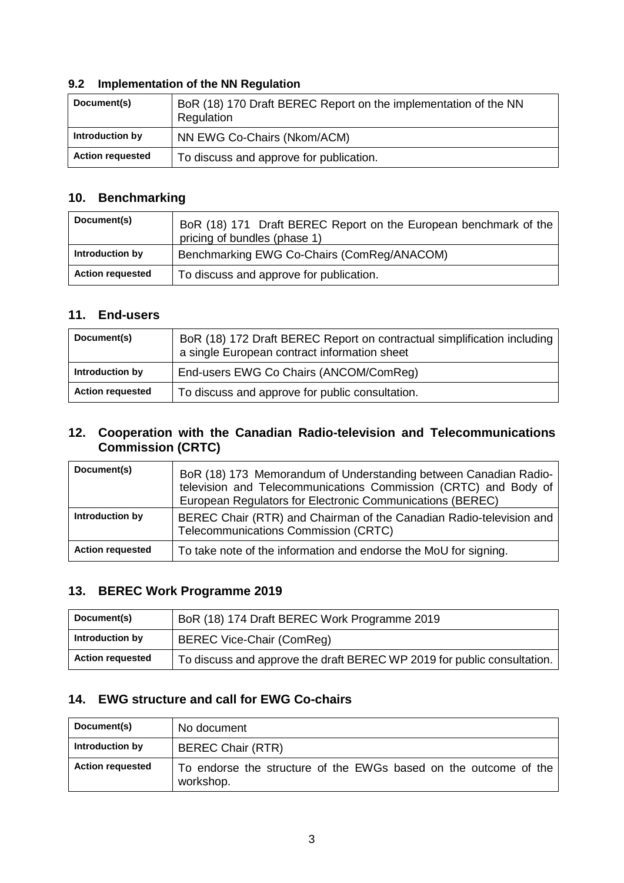### 9.2 Implementation of the NN Regulation

| Document(s) | BoR (18) 170 Draft BEREC Report on the implementation of the NN Regulation |
|---|---|
| Introduction by | NN EWG Co-Chairs (Nkom/ACM) |
| Action requested | To discuss and approve for publication. |

## 10. Benchmarking

| Document(s) | BoR (18) 171 Draft BEREC Report on the European benchmark of the pricing of bundles (phase 1) |
|---|---|
| Introduction by | Benchmarking EWG Co-Chairs (ComReg/ANACOM) |
| Action requested | To discuss and approve for publication. |

## 11. End-users

| Document(s) | BoR (18) 172 Draft BEREC Report on contractual simplification including a single European contract information sheet |
|---|---|
| Introduction by | End-users EWG Co Chairs (ANCOM/ComReg) |
| Action requested | To discuss and approve for public consultation. |

## 12. Cooperation with the Canadian Radio-television and Telecommunications Commission (CRTC)

| Document(s) | BoR (18) 173 Memorandum of Understanding between Canadian Radio-television and Telecommunications Commission (CRTC) and Body of European Regulators for Electronic Communications (BEREC) |
|---|---|
| Introduction by | BEREC Chair (RTR) and Chairman of the Canadian Radio-television and Telecommunications Commission (CRTC) |
| Action requested | To take note of the information and endorse the MoU for signing. |

## 13. BEREC Work Programme 2019

| Document(s) | BoR (18) 174 Draft BEREC Work Programme 2019 |
|---|---|
| Introduction by | BEREC Vice-Chair (ComReg) |
| Action requested | To discuss and approve the draft BEREC WP 2019 for public consultation. |

## 14. EWG structure and call for EWG Co-chairs

| Document(s) | No document |
|---|---|
| Introduction by | BEREC Chair (RTR) |
| Action requested | To endorse the structure of the EWGs based on the outcome of the workshop. |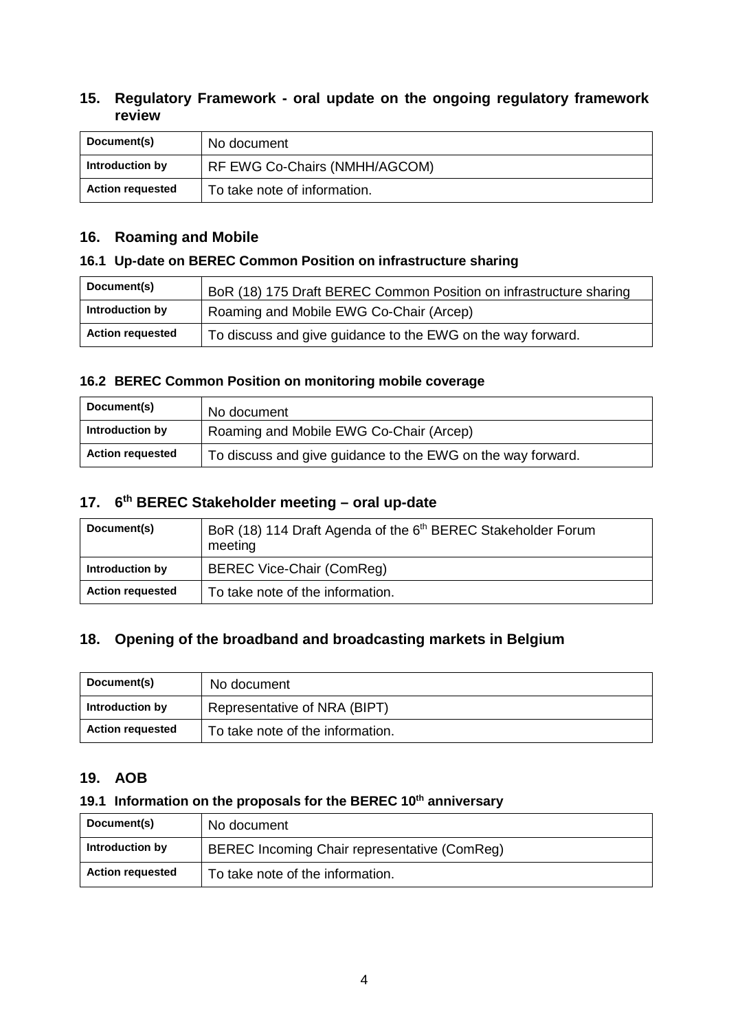## 15. Regulatory Framework - oral update on the ongoing regulatory framework review

| Document(s) | No document |
|---|---|
| Introduction by | RF EWG Co-Chairs (NMHH/AGCOM) |
| Action requested | To take note of information. |

## 16. Roaming and Mobile

### 16.1 Up-date on BEREC Common Position on infrastructure sharing

| Document(s) | BoR (18) 175 Draft BEREC Common Position on infrastructure sharing |
|---|---|
| Introduction by | Roaming and Mobile EWG Co-Chair (Arcep) |
| Action requested | To discuss and give guidance to the EWG on the way forward. |

### 16.2 BEREC Common Position on monitoring mobile coverage

| Document(s) | No document |
|---|---|
| Introduction by | Roaming and Mobile EWG Co-Chair (Arcep) |
| Action requested | To discuss and give guidance to the EWG on the way forward. |

## 17. 6th BEREC Stakeholder meeting – oral up-date

| Document(s) | BoR (18) 114 Draft Agenda of the 6th BEREC Stakeholder Forum meeting |
|---|---|
| Introduction by | BEREC Vice-Chair (ComReg) |
| Action requested | To take note of the information. |

## 18. Opening of the broadband and broadcasting markets in Belgium

| Document(s) | No document |
|---|---|
| Introduction by | Representative of NRA (BIPT) |
| Action requested | To take note of the information. |

## 19. AOB

### 19.1 Information on the proposals for the BEREC 10th anniversary

| Document(s) | No document |
|---|---|
| Introduction by | BEREC Incoming Chair representative (ComReg) |
| Action requested | To take note of the information. |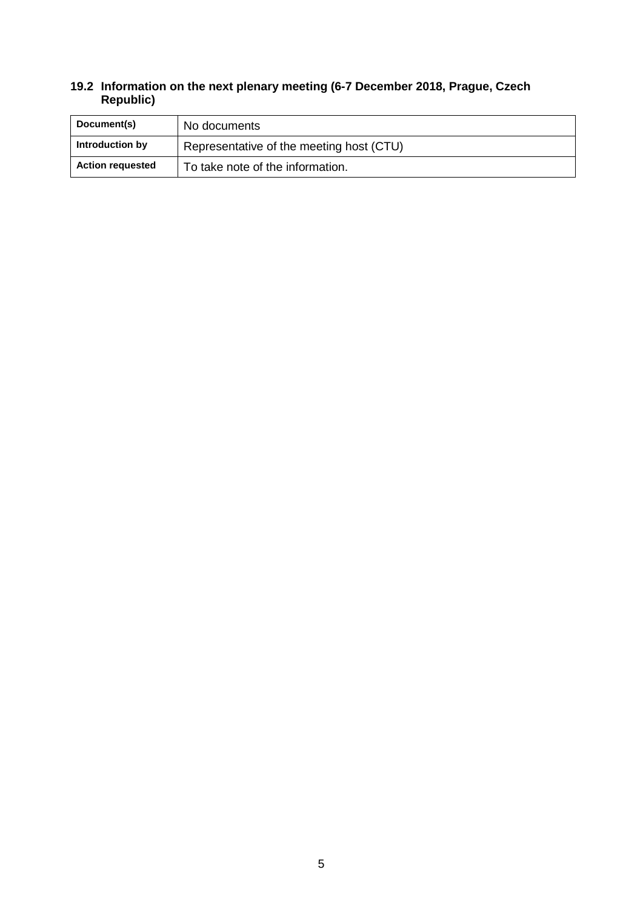### 19.2 Information on the next plenary meeting (6-7 December 2018, Prague, Czech Republic)

| | |
|---|---|
| **Document(s)** | No documents |
| **Introduction by** | Representative of the meeting host (CTU) |
| **Action requested** | To take note of the information. |